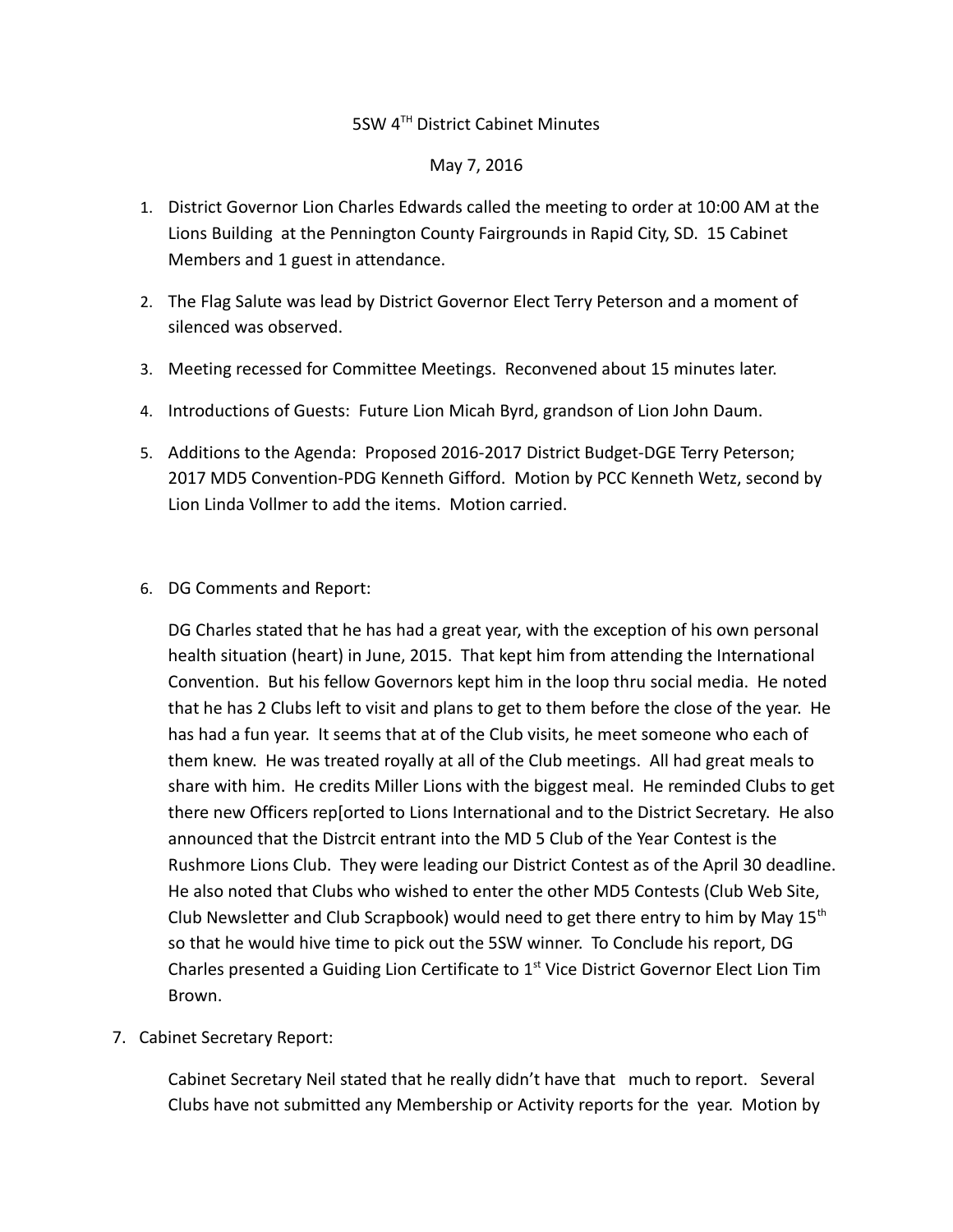5SW 4TH District Cabinet Minutes

May 7, 2016

1. District Governor Lion Charles Edwards called the meeting to order at 10:00 AM at the Lions Building at the Pennington County Fairgrounds in Rapid City, SD. 15 Cabinet Members and 1 guest in attendance.

2. The Flag Salute was lead by District Governor Elect Terry Peterson and a moment of silenced was observed.

3. Meeting recessed for Committee Meetings. Reconvened about 15 minutes later.

4. Introductions of Guests: Future Lion Micah Byrd, grandson of Lion John Daum.

5. Additions to the Agenda: Proposed 2016-2017 District Budget-DGE Terry Peterson; 2017 MD5 Convention-PDG Kenneth Gifford. Motion by PCC Kenneth Wetz, second by Lion Linda Vollmer to add the items. Motion carried.

6. DG Comments and Report:

   DG Charles stated that he has had a great year, with the exception of his own personal health situation (heart) in June, 2015. That kept him from attending the International Convention. But his fellow Governors kept him in the loop thru social media. He noted that he has 2 Clubs left to visit and plans to get to them before the close of the year. He has had a fun year. It seems that at of the Club visits, he meet someone who each of them knew. He was treated royally at all of the Club meetings. All had great meals to share with him. He credits Miller Lions with the biggest meal. He reminded Clubs to get there new Officers rep[orted to Lions International and to the District Secretary. He also announced that the Distrcit entrant into the MD 5 Club of the Year Contest is the Rushmore Lions Club. They were leading our District Contest as of the April 30 deadline. He also noted that Clubs who wished to enter the other MD5 Contests (Club Web Site, Club Newsletter and Club Scrapbook) would need to get there entry to him by May 15th so that he would hive time to pick out the 5SW winner. To Conclude his report, DG Charles presented a Guiding Lion Certificate to 1st Vice District Governor Elect Lion Tim Brown.

7. Cabinet Secretary Report:

   Cabinet Secretary Neil stated that he really didn't have that much to report. Several Clubs have not submitted any Membership or Activity reports for the year. Motion by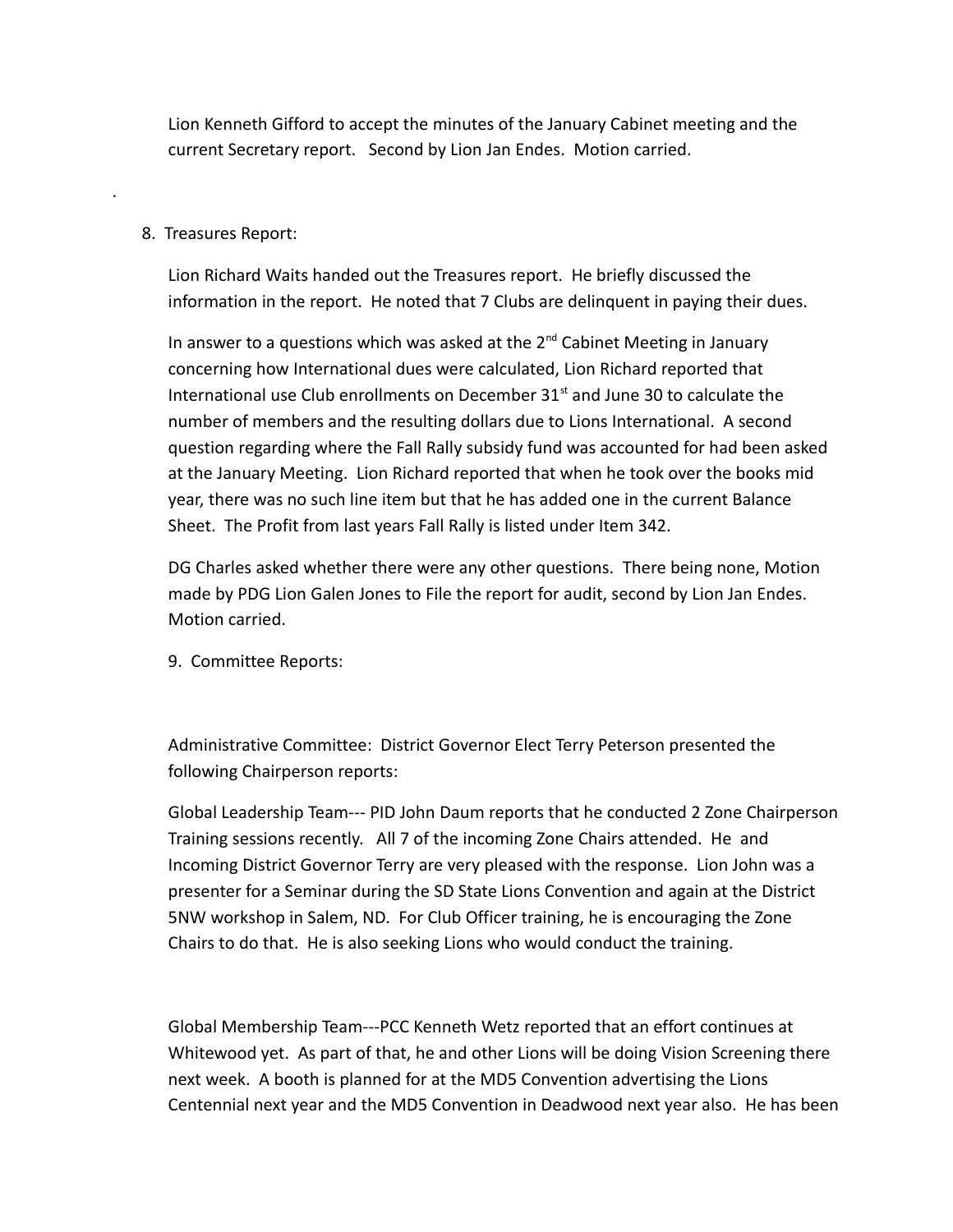Lion Kenneth Gifford to accept the minutes of the January Cabinet meeting and the current Secretary report. Second by Lion Jan Endes. Motion carried.

.

8. Treasures Report:

Lion Richard Waits handed out the Treasures report. He briefly discussed the information in the report. He noted that 7 Clubs are delinquent in paying their dues.

In answer to a questions which was asked at the 2nd Cabinet Meeting in January concerning how International dues were calculated, Lion Richard reported that International use Club enrollments on December 31st and June 30 to calculate the number of members and the resulting dollars due to Lions International. A second question regarding where the Fall Rally subsidy fund was accounted for had been asked at the January Meeting. Lion Richard reported that when he took over the books mid year, there was no such line item but that he has added one in the current Balance Sheet. The Profit from last years Fall Rally is listed under Item 342.

DG Charles asked whether there were any other questions. There being none, Motion made by PDG Lion Galen Jones to File the report for audit, second by Lion Jan Endes. Motion carried.

9. Committee Reports:

Administrative Committee: District Governor Elect Terry Peterson presented the following Chairperson reports:

Global Leadership Team--- PID John Daum reports that he conducted 2 Zone Chairperson Training sessions recently. All 7 of the incoming Zone Chairs attended. He and Incoming District Governor Terry are very pleased with the response. Lion John was a presenter for a Seminar during the SD State Lions Convention and again at the District 5NW workshop in Salem, ND. For Club Officer training, he is encouraging the Zone Chairs to do that. He is also seeking Lions who would conduct the training.

Global Membership Team---PCC Kenneth Wetz reported that an effort continues at Whitewood yet. As part of that, he and other Lions will be doing Vision Screening there next week. A booth is planned for at the MD5 Convention advertising the Lions Centennial next year and the MD5 Convention in Deadwood next year also. He has been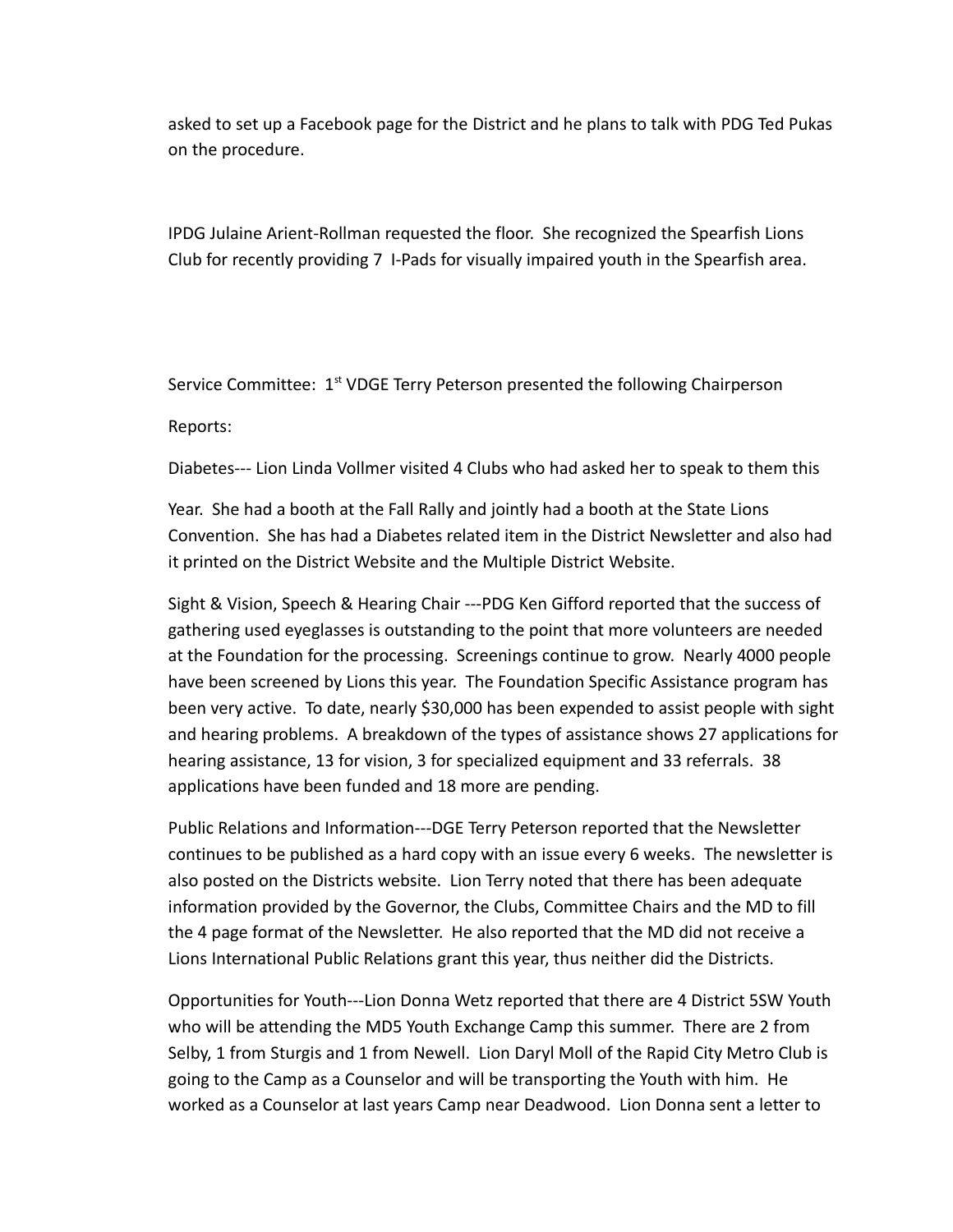asked to set up a Facebook page for the District and he plans to talk with PDG Ted Pukas on the procedure.

IPDG Julaine Arient-Rollman requested the floor. She recognized the Spearfish Lions Club for recently providing 7 I-Pads for visually impaired youth in the Spearfish area.

Service Committee: 1st VDGE Terry Peterson presented the following Chairperson

Reports:

Diabetes--- Lion Linda Vollmer visited 4 Clubs who had asked her to speak to them this

Year. She had a booth at the Fall Rally and jointly had a booth at the State Lions Convention. She has had a Diabetes related item in the District Newsletter and also had it printed on the District Website and the Multiple District Website.

Sight & Vision, Speech & Hearing Chair ---PDG Ken Gifford reported that the success of gathering used eyeglasses is outstanding to the point that more volunteers are needed at the Foundation for the processing. Screenings continue to grow. Nearly 4000 people have been screened by Lions this year. The Foundation Specific Assistance program has been very active. To date, nearly $30,000 has been expended to assist people with sight and hearing problems. A breakdown of the types of assistance shows 27 applications for hearing assistance, 13 for vision, 3 for specialized equipment and 33 referrals. 38 applications have been funded and 18 more are pending.

Public Relations and Information---DGE Terry Peterson reported that the Newsletter continues to be published as a hard copy with an issue every 6 weeks. The newsletter is also posted on the Districts website. Lion Terry noted that there has been adequate information provided by the Governor, the Clubs, Committee Chairs and the MD to fill the 4 page format of the Newsletter. He also reported that the MD did not receive a Lions International Public Relations grant this year, thus neither did the Districts.

Opportunities for Youth---Lion Donna Wetz reported that there are 4 District 5SW Youth who will be attending the MD5 Youth Exchange Camp this summer. There are 2 from Selby, 1 from Sturgis and 1 from Newell. Lion Daryl Moll of the Rapid City Metro Club is going to the Camp as a Counselor and will be transporting the Youth with him. He worked as a Counselor at last years Camp near Deadwood. Lion Donna sent a letter to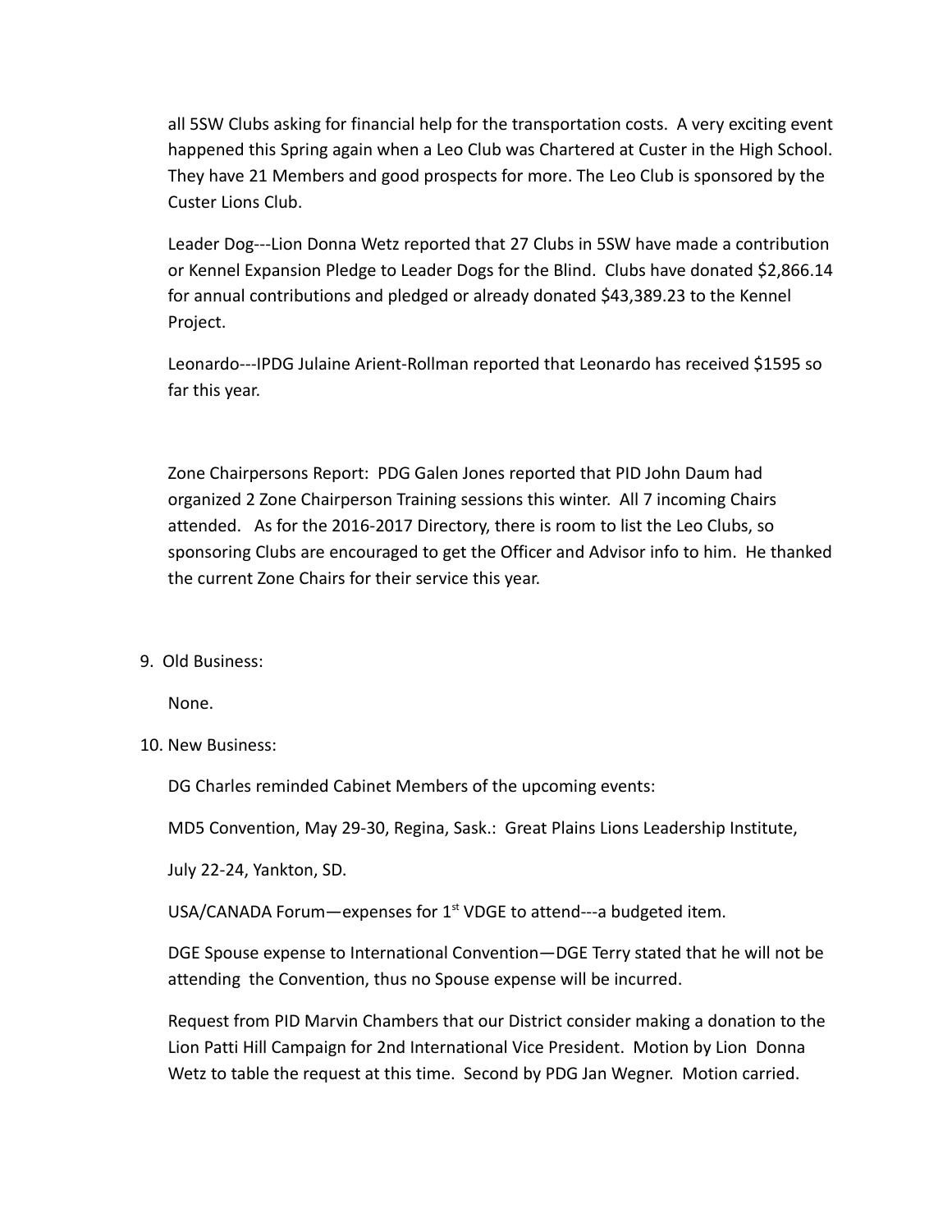all 5SW Clubs asking for financial help for the transportation costs. A very exciting event happened this Spring again when a Leo Club was Chartered at Custer in the High School. They have 21 Members and good prospects for more. The Leo Club is sponsored by the Custer Lions Club.

Leader Dog---Lion Donna Wetz reported that 27 Clubs in 5SW have made a contribution or Kennel Expansion Pledge to Leader Dogs for the Blind. Clubs have donated $2,866.14 for annual contributions and pledged or already donated $43,389.23 to the Kennel Project.

Leonardo---IPDG Julaine Arient-Rollman reported that Leonardo has received $1595 so far this year.

Zone Chairpersons Report: PDG Galen Jones reported that PID John Daum had organized 2 Zone Chairperson Training sessions this winter. All 7 incoming Chairs attended. As for the 2016-2017 Directory, there is room to list the Leo Clubs, so sponsoring Clubs are encouraged to get the Officer and Advisor info to him. He thanked the current Zone Chairs for their service this year.

9. Old Business:

   None.

10. New Business:

    DG Charles reminded Cabinet Members of the upcoming events:

    MD5 Convention, May 29-30, Regina, Sask.: Great Plains Lions Leadership Institute,

    July 22-24, Yankton, SD.

    USA/CANADA Forum—expenses for 1st VDGE to attend---a budgeted item.

    DGE Spouse expense to International Convention—DGE Terry stated that he will not be attending the Convention, thus no Spouse expense will be incurred.

    Request from PID Marvin Chambers that our District consider making a donation to the Lion Patti Hill Campaign for 2nd International Vice President. Motion by Lion Donna Wetz to table the request at this time. Second by PDG Jan Wegner. Motion carried.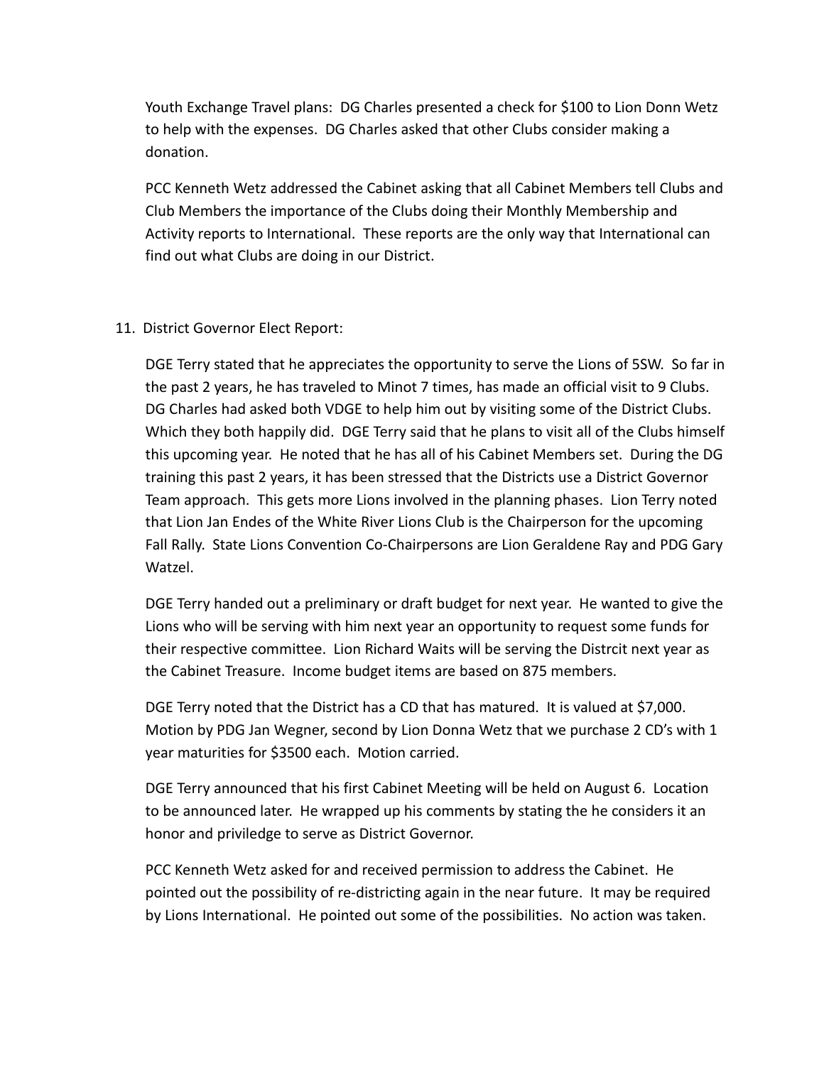Youth Exchange Travel plans: DG Charles presented a check for $100 to Lion Donn Wetz to help with the expenses. DG Charles asked that other Clubs consider making a donation.

PCC Kenneth Wetz addressed the Cabinet asking that all Cabinet Members tell Clubs and Club Members the importance of the Clubs doing their Monthly Membership and Activity reports to International. These reports are the only way that International can find out what Clubs are doing in our District.

11. District Governor Elect Report:

DGE Terry stated that he appreciates the opportunity to serve the Lions of 5SW. So far in the past 2 years, he has traveled to Minot 7 times, has made an official visit to 9 Clubs. DG Charles had asked both VDGE to help him out by visiting some of the District Clubs. Which they both happily did. DGE Terry said that he plans to visit all of the Clubs himself this upcoming year. He noted that he has all of his Cabinet Members set. During the DG training this past 2 years, it has been stressed that the Districts use a District Governor Team approach. This gets more Lions involved in the planning phases. Lion Terry noted that Lion Jan Endes of the White River Lions Club is the Chairperson for the upcoming Fall Rally. State Lions Convention Co-Chairpersons are Lion Geraldene Ray and PDG Gary Watzel.

DGE Terry handed out a preliminary or draft budget for next year. He wanted to give the Lions who will be serving with him next year an opportunity to request some funds for their respective committee. Lion Richard Waits will be serving the Distrcit next year as the Cabinet Treasure. Income budget items are based on 875 members.

DGE Terry noted that the District has a CD that has matured. It is valued at $7,000. Motion by PDG Jan Wegner, second by Lion Donna Wetz that we purchase 2 CD's with 1 year maturities for $3500 each. Motion carried.

DGE Terry announced that his first Cabinet Meeting will be held on August 6. Location to be announced later. He wrapped up his comments by stating the he considers it an honor and priviledge to serve as District Governor.

PCC Kenneth Wetz asked for and received permission to address the Cabinet. He pointed out the possibility of re-districting again in the near future. It may be required by Lions International. He pointed out some of the possibilities. No action was taken.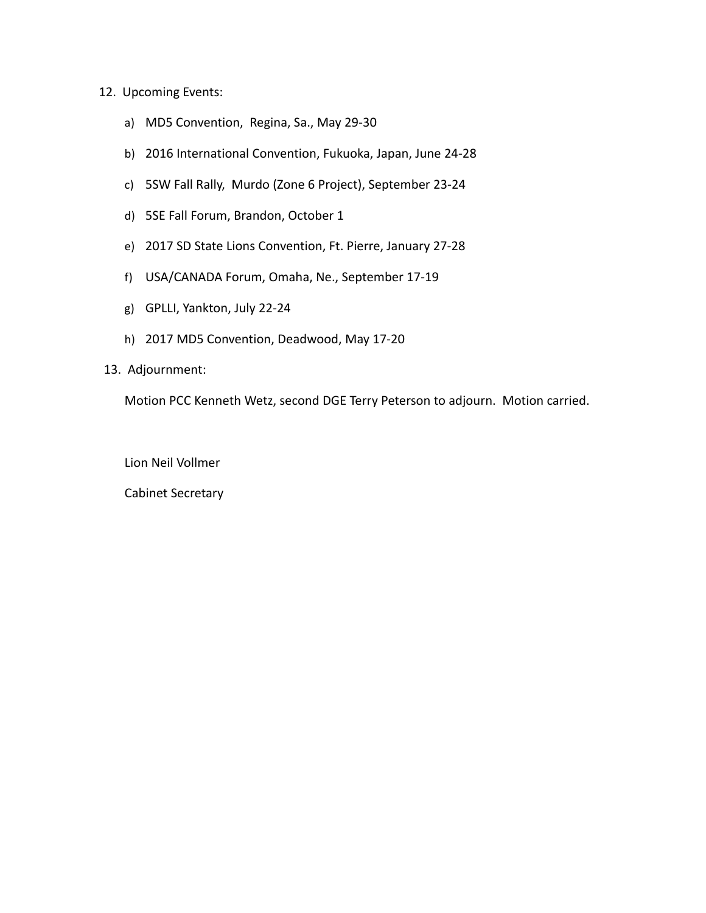12. Upcoming Events:

   a) MD5 Convention, Regina, Sa., May 29-30

   b) 2016 International Convention, Fukuoka, Japan, June 24-28

   c) 5SW Fall Rally, Murdo (Zone 6 Project), September 23-24

   d) 5SE Fall Forum, Brandon, October 1

   e) 2017 SD State Lions Convention, Ft. Pierre, January 27-28

   f) USA/CANADA Forum, Omaha, Ne., September 17-19

   g) GPLLI, Yankton, July 22-24

   h) 2017 MD5 Convention, Deadwood, May 17-20

13. Adjournment:

   Motion PCC Kenneth Wetz, second DGE Terry Peterson to adjourn. Motion carried.

Lion Neil Vollmer

Cabinet Secretary